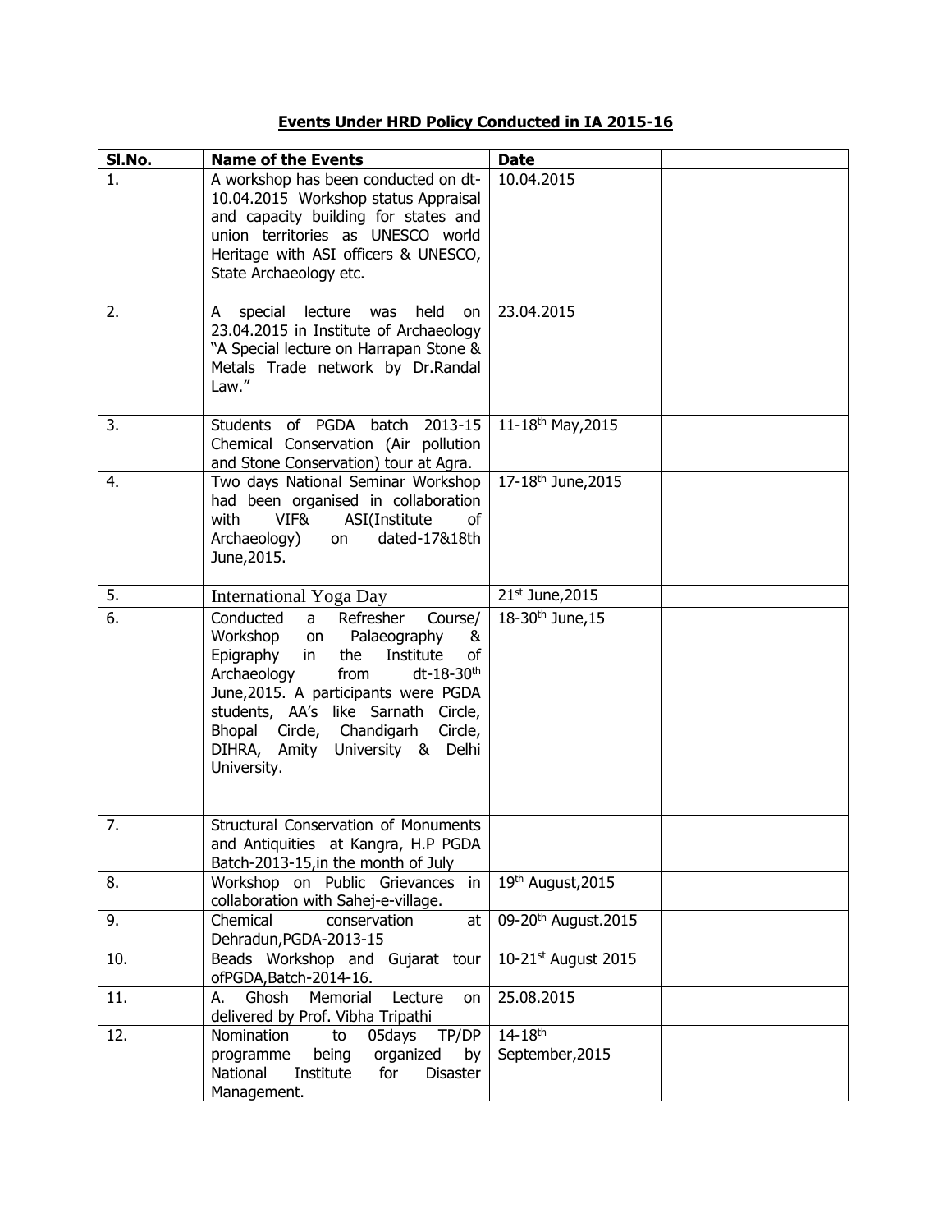# Events Under HRD Policy Conducted in IA 2015-16

| Sl.No. | Name of the Events | Date | |
|---|---|---|---|
| 1. | A workshop has been conducted on dt-10.04.2015 Workshop status Appraisal and capacity building for states and union territories as UNESCO world Heritage with ASI officers & UNESCO, State Archaeology etc. | 10.04.2015 | |
| 2. | A special lecture was held on 23.04.2015 in Institute of Archaeology "A Special lecture on Harrapan Stone & Metals Trade network by Dr.Randal Law." | 23.04.2015 | |
| 3. | Students of PGDA batch 2013-15 Chemical Conservation (Air pollution and Stone Conservation) tour at Agra. | 11-18th May,2015 | |
| 4. | Two days National Seminar Workshop had been organised in collaboration with VIF& ASI(Institute of Archaeology) on dated-17&18th June,2015. | 17-18th June,2015 | |
| 5. | International Yoga Day | 21st June,2015 | |
| 6. | Conducted a Refresher Course/ Workshop on Palaeography & Epigraphy in the Institute of Archaeology from dt-18-30th June,2015. A participants were PGDA students, AA's like Sarnath Circle, Bhopal Circle, Chandigarh Circle, DIHRA, Amity University & Delhi University. | 18-30th June,15 | |
| 7. | Structural Conservation of Monuments and Antiquities at Kangra, H.P PGDA Batch-2013-15,in the month of July | | |
| 8. | Workshop on Public Grievances in collaboration with Sahej-e-village. | 19th August,2015 | |
| 9. | Chemical conservation at Dehradun,PGDA-2013-15 | 09-20th August.2015 | |
| 10. | Beads Workshop and Gujarat tour ofPGDA,Batch-2014-16. | 10-21st August 2015 | |
| 11. | A. Ghosh Memorial Lecture on delivered by Prof. Vibha Tripathi | 25.08.2015 | |
| 12. | Nomination to 05days TP/DP programme being organized by National Institute for Disaster Management. | 14-18th September,2015 | |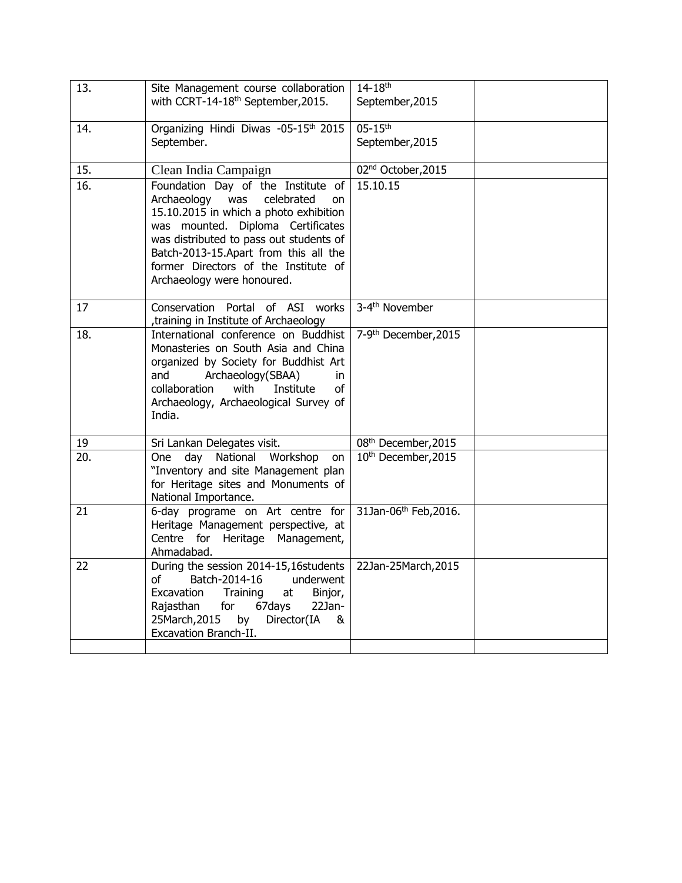| | | | |
|---|---|---|---|
| 13. | Site Management course collaboration with CCRT-14-18th September,2015. | 14-18th September,2015 | |
| 14. | Organizing Hindi Diwas -05-15th 2015 September. | 05-15th September,2015 | |
| 15. | Clean India Campaign | 02nd October,2015 | |
| 16. | Foundation Day of the Institute of Archaeology was celebrated on 15.10.2015 in which a photo exhibition was mounted. Diploma Certificates was distributed to pass out students of Batch-2013-15.Apart from this all the former Directors of the Institute of Archaeology were honoured. | 15.10.15 | |
| 17 | Conservation Portal of ASI works ,training in Institute of Archaeology | 3-4th November | |
| 18. | International conference on Buddhist Monasteries on South Asia and China organized by Society for Buddhist Art and Archaeology(SBAA) in collaboration with Institute of Archaeology, Archaeological Survey of India. | 7-9th December,2015 | |
| 19 | Sri Lankan Delegates visit. | 08th December,2015 | |
| 20. | One day National Workshop on "Inventory and site Management plan for Heritage sites and Monuments of National Importance. | 10th December,2015 | |
| 21 | 6-day programe on Art centre for Heritage Management perspective, at Centre for Heritage Management, Ahmadabad. | 31Jan-06th Feb,2016. | |
| 22 | During the session 2014-15,16students of Batch-2014-16 underwent Excavation Training at Binjor, Rajasthan for 67days 22Jan-25March,2015 by Director(IA & Excavation Branch-II. | 22Jan-25March,2015 | |
| | | | |